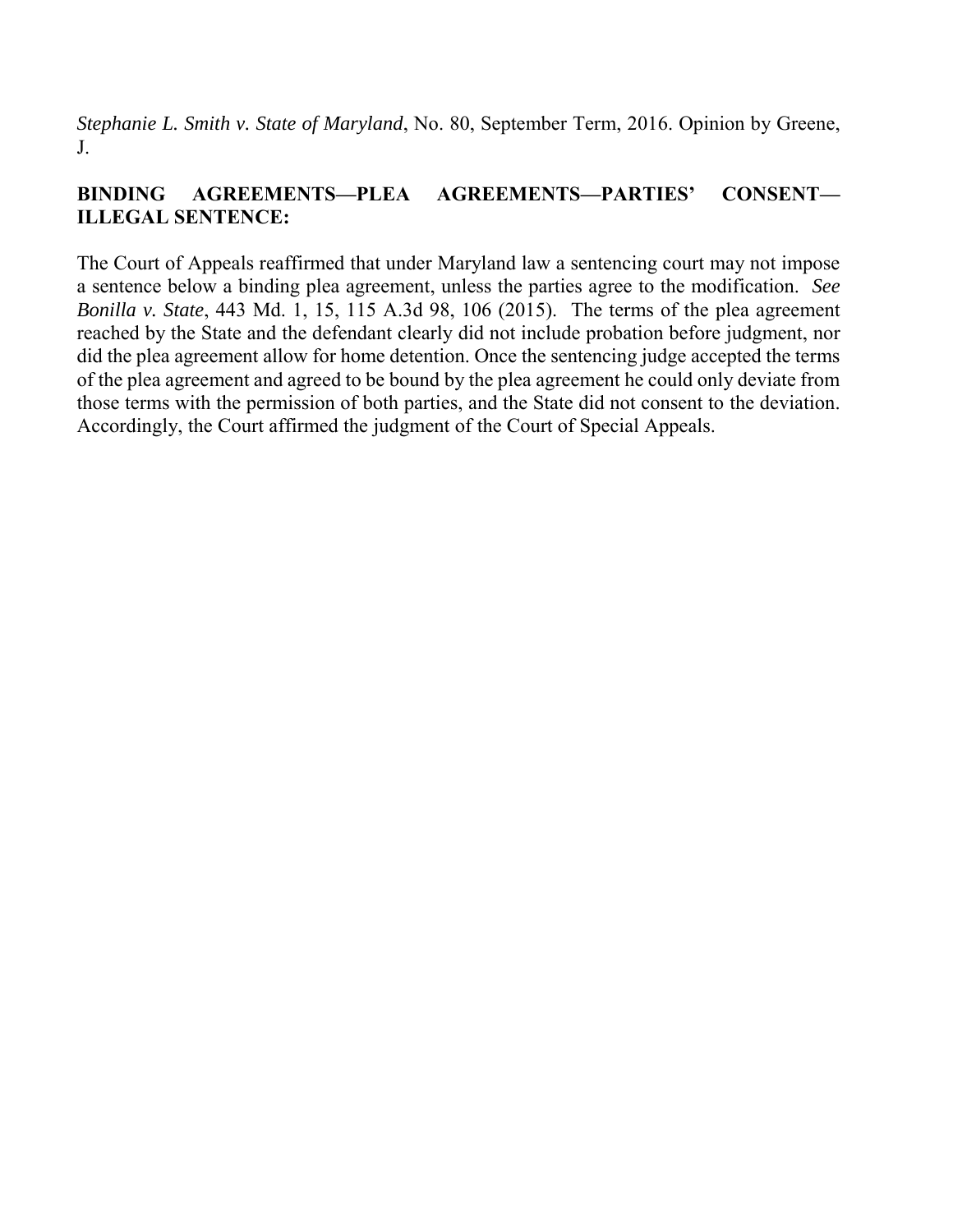*Stephanie L. Smith v. State of Maryland*, No. 80, September Term, 2016. Opinion by Greene, J.

**BINDING AGREEMENTS—PLEA AGREEMENTS—PARTIES' CONSENT—ILLEGAL SENTENCE:**

The Court of Appeals reaffirmed that under Maryland law a sentencing court may not impose a sentence below a binding plea agreement, unless the parties agree to the modification. *See Bonilla v. State*, 443 Md. 1, 15, 115 A.3d 98, 106 (2015). The terms of the plea agreement reached by the State and the defendant clearly did not include probation before judgment, nor did the plea agreement allow for home detention. Once the sentencing judge accepted the terms of the plea agreement and agreed to be bound by the plea agreement he could only deviate from those terms with the permission of both parties, and the State did not consent to the deviation. Accordingly, the Court affirmed the judgment of the Court of Special Appeals.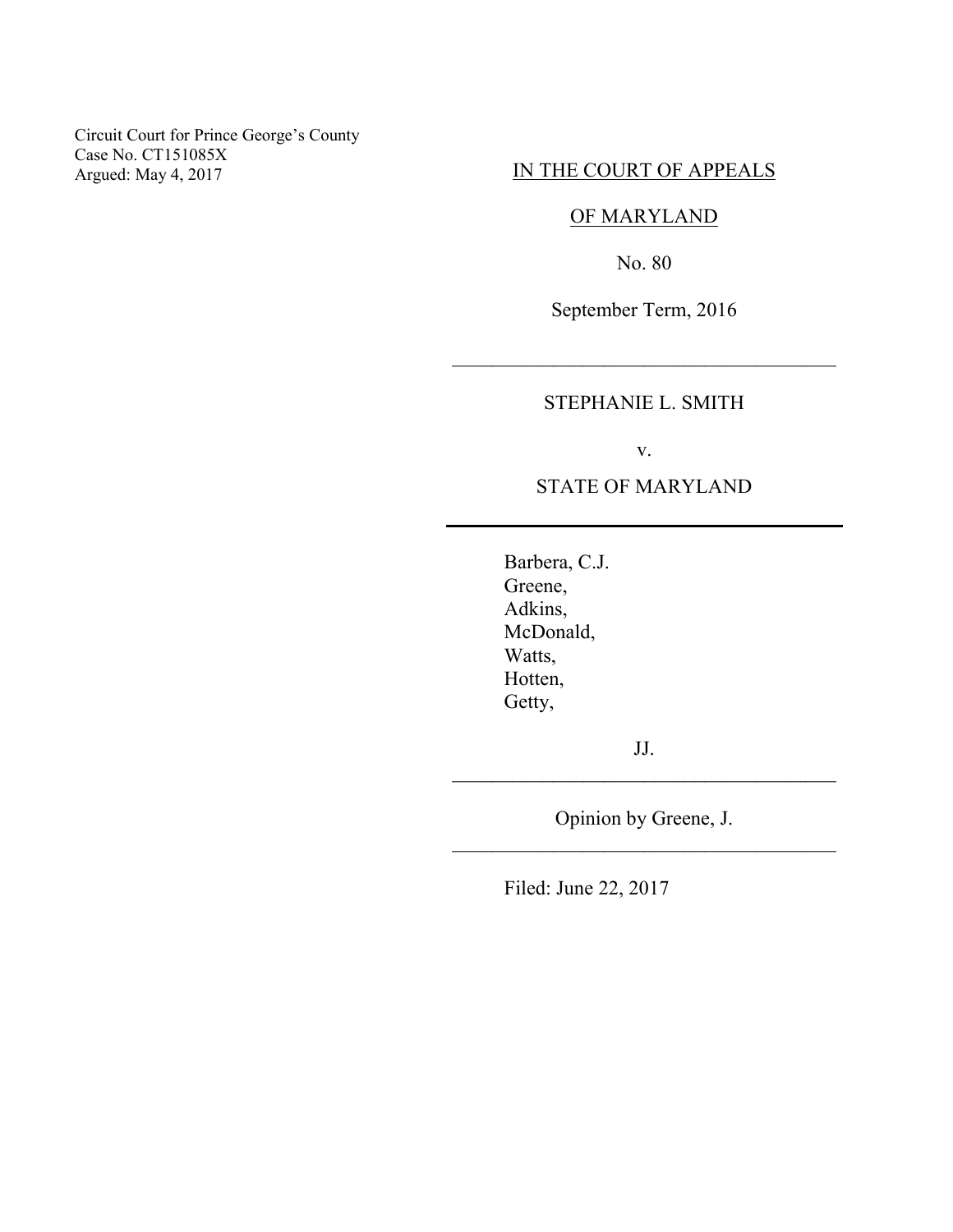Circuit Court for Prince George's County
Case No. CT151085X
Argued: May 4, 2017

IN THE COURT OF APPEALS

OF MARYLAND

No. 80

September Term, 2016

---

STEPHANIE L. SMITH

v.

STATE OF MARYLAND

---

Barbera, C.J.
Greene,
Adkins,
McDonald,
Watts,
Hotten,
Getty,

JJ.

---

Opinion by Greene, J.

---

Filed: June 22, 2017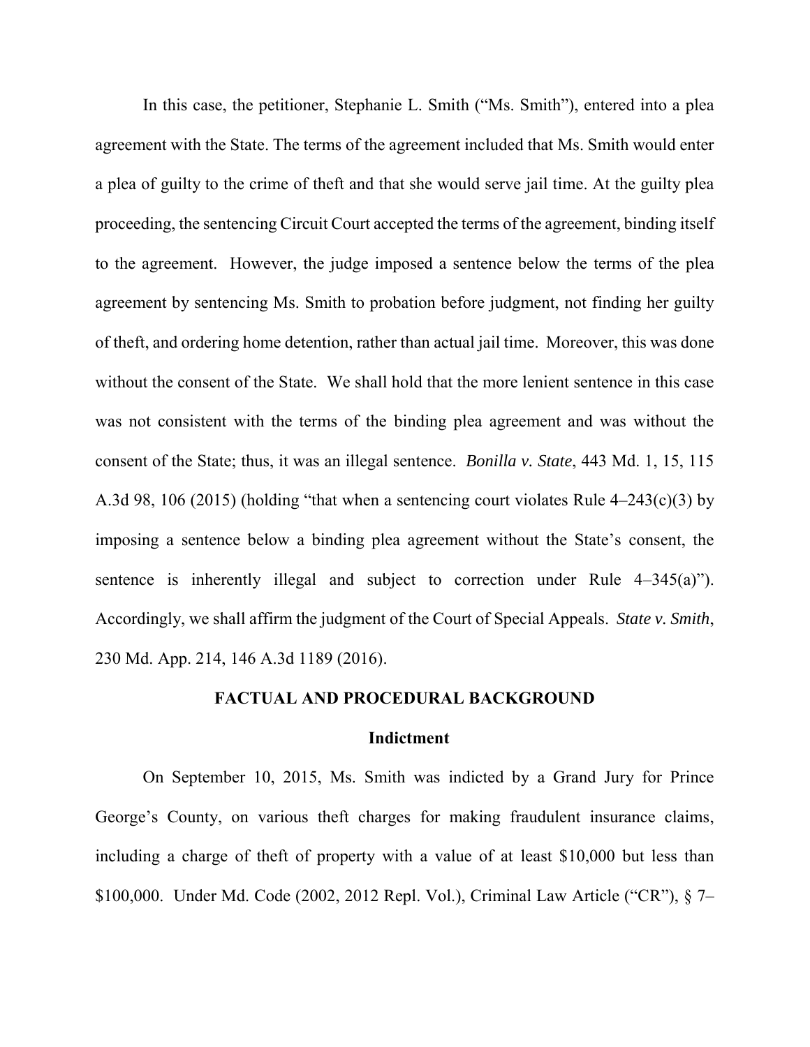In this case, the petitioner, Stephanie L. Smith ("Ms. Smith"), entered into a plea agreement with the State. The terms of the agreement included that Ms. Smith would enter a plea of guilty to the crime of theft and that she would serve jail time. At the guilty plea proceeding, the sentencing Circuit Court accepted the terms of the agreement, binding itself to the agreement. However, the judge imposed a sentence below the terms of the plea agreement by sentencing Ms. Smith to probation before judgment, not finding her guilty of theft, and ordering home detention, rather than actual jail time. Moreover, this was done without the consent of the State. We shall hold that the more lenient sentence in this case was not consistent with the terms of the binding plea agreement and was without the consent of the State; thus, it was an illegal sentence. *Bonilla v. State*, 443 Md. 1, 15, 115 A.3d 98, 106 (2015) (holding "that when a sentencing court violates Rule 4–243(c)(3) by imposing a sentence below a binding plea agreement without the State's consent, the sentence is inherently illegal and subject to correction under Rule 4–345(a)"). Accordingly, we shall affirm the judgment of the Court of Special Appeals. *State v. Smith*, 230 Md. App. 214, 146 A.3d 1189 (2016).

## FACTUAL AND PROCEDURAL BACKGROUND

### Indictment

On September 10, 2015, Ms. Smith was indicted by a Grand Jury for Prince George's County, on various theft charges for making fraudulent insurance claims, including a charge of theft of property with a value of at least $10,000 but less than $100,000. Under Md. Code (2002, 2012 Repl. Vol.), Criminal Law Article ("CR"), § 7–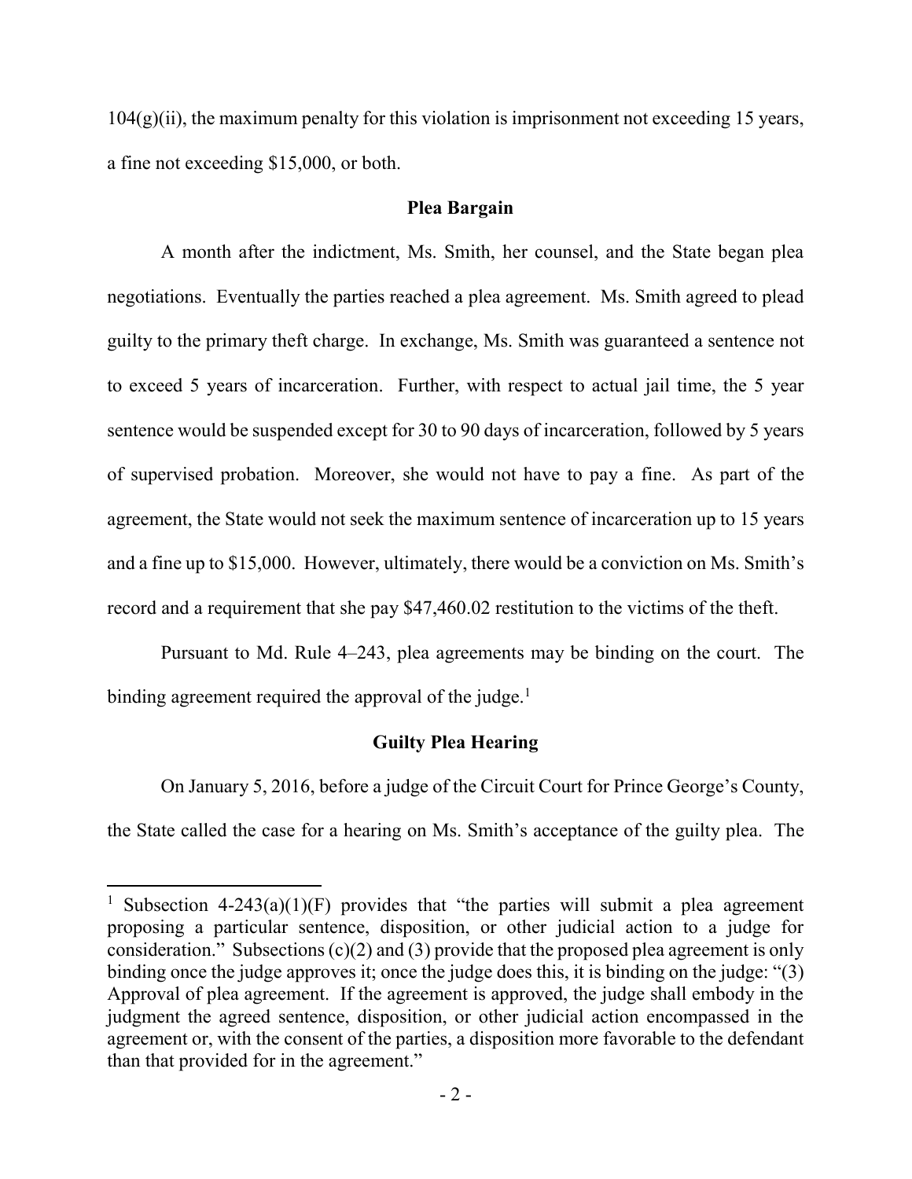104(g)(ii), the maximum penalty for this violation is imprisonment not exceeding 15 years, a fine not exceeding $15,000, or both.

**Plea Bargain**

A month after the indictment, Ms. Smith, her counsel, and the State began plea negotiations. Eventually the parties reached a plea agreement. Ms. Smith agreed to plead guilty to the primary theft charge. In exchange, Ms. Smith was guaranteed a sentence not to exceed 5 years of incarceration. Further, with respect to actual jail time, the 5 year sentence would be suspended except for 30 to 90 days of incarceration, followed by 5 years of supervised probation. Moreover, she would not have to pay a fine. As part of the agreement, the State would not seek the maximum sentence of incarceration up to 15 years and a fine up to $15,000. However, ultimately, there would be a conviction on Ms. Smith's record and a requirement that she pay $47,460.02 restitution to the victims of the theft.

Pursuant to Md. Rule 4–243, plea agreements may be binding on the court. The binding agreement required the approval of the judge.[1]

**Guilty Plea Hearing**

On January 5, 2016, before a judge of the Circuit Court for Prince George's County, the State called the case for a hearing on Ms. Smith's acceptance of the guilty plea. The

---

[1] Subsection 4-243(a)(1)(F) provides that "the parties will submit a plea agreement proposing a particular sentence, disposition, or other judicial action to a judge for consideration." Subsections (c)(2) and (3) provide that the proposed plea agreement is only binding once the judge approves it; once the judge does this, it is binding on the judge: "(3) Approval of plea agreement. If the agreement is approved, the judge shall embody in the judgment the agreed sentence, disposition, or other judicial action encompassed in the agreement or, with the consent of the parties, a disposition more favorable to the defendant than that provided for in the agreement."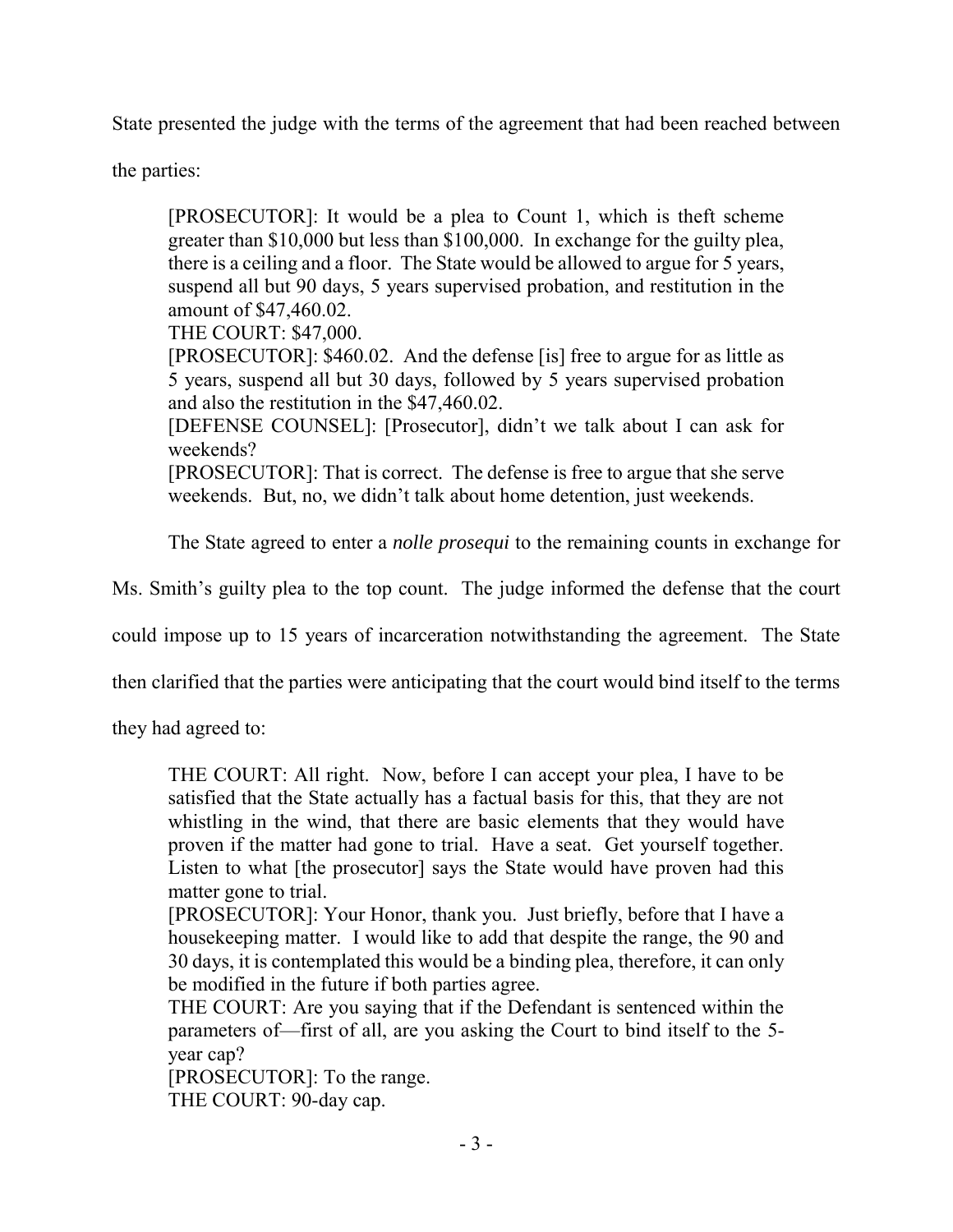State presented the judge with the terms of the agreement that had been reached between the parties:

> [PROSECUTOR]: It would be a plea to Count 1, which is theft scheme greater than $10,000 but less than $100,000. In exchange for the guilty plea, there is a ceiling and a floor. The State would be allowed to argue for 5 years, suspend all but 90 days, 5 years supervised probation, and restitution in the amount of $47,460.02.
> THE COURT: $47,000.
> [PROSECUTOR]: $460.02. And the defense [is] free to argue for as little as 5 years, suspend all but 30 days, followed by 5 years supervised probation and also the restitution in the $47,460.02.
> [DEFENSE COUNSEL]: [Prosecutor], didn't we talk about I can ask for weekends?
> [PROSECUTOR]: That is correct. The defense is free to argue that she serve weekends. But, no, we didn't talk about home detention, just weekends.

The State agreed to enter a *nolle prosequi* to the remaining counts in exchange for Ms. Smith's guilty plea to the top count. The judge informed the defense that the court could impose up to 15 years of incarceration notwithstanding the agreement. The State then clarified that the parties were anticipating that the court would bind itself to the terms they had agreed to:

> THE COURT: All right. Now, before I can accept your plea, I have to be satisfied that the State actually has a factual basis for this, that they are not whistling in the wind, that there are basic elements that they would have proven if the matter had gone to trial. Have a seat. Get yourself together. Listen to what [the prosecutor] says the State would have proven had this matter gone to trial.
> [PROSECUTOR]: Your Honor, thank you. Just briefly, before that I have a housekeeping matter. I would like to add that despite the range, the 90 and 30 days, it is contemplated this would be a binding plea, therefore, it can only be modified in the future if both parties agree.
> THE COURT: Are you saying that if the Defendant is sentenced within the parameters of—first of all, are you asking the Court to bind itself to the 5-year cap?
> [PROSECUTOR]: To the range.
> THE COURT: 90-day cap.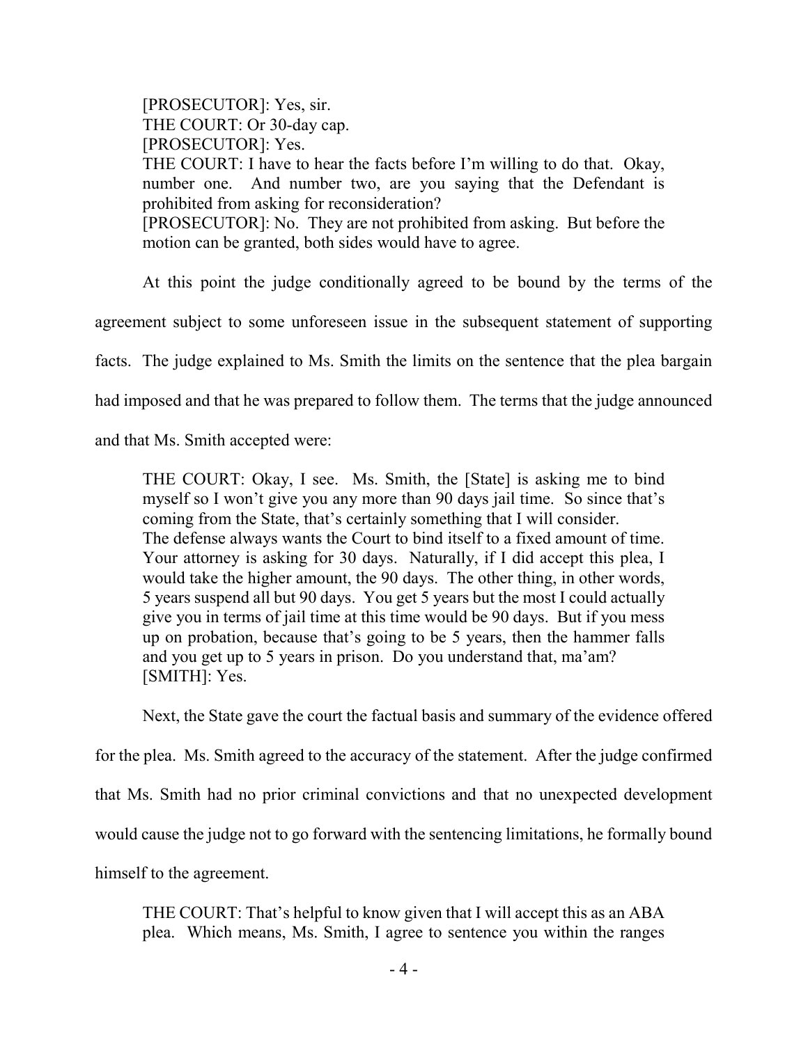> [PROSECUTOR]: Yes, sir.
> THE COURT: Or 30-day cap.
> [PROSECUTOR]: Yes.
> THE COURT: I have to hear the facts before I'm willing to do that. Okay, number one. And number two, are you saying that the Defendant is prohibited from asking for reconsideration?
> [PROSECUTOR]: No. They are not prohibited from asking. But before the motion can be granted, both sides would have to agree.

At this point the judge conditionally agreed to be bound by the terms of the agreement subject to some unforeseen issue in the subsequent statement of supporting facts. The judge explained to Ms. Smith the limits on the sentence that the plea bargain had imposed and that he was prepared to follow them. The terms that the judge announced and that Ms. Smith accepted were:

> THE COURT: Okay, I see. Ms. Smith, the [State] is asking me to bind myself so I won't give you any more than 90 days jail time. So since that's coming from the State, that's certainly something that I will consider. The defense always wants the Court to bind itself to a fixed amount of time. Your attorney is asking for 30 days. Naturally, if I did accept this plea, I would take the higher amount, the 90 days. The other thing, in other words, 5 years suspend all but 90 days. You get 5 years but the most I could actually give you in terms of jail time at this time would be 90 days. But if you mess up on probation, because that's going to be 5 years, then the hammer falls and you get up to 5 years in prison. Do you understand that, ma'am?
> [SMITH]: Yes.

Next, the State gave the court the factual basis and summary of the evidence offered for the plea. Ms. Smith agreed to the accuracy of the statement. After the judge confirmed that Ms. Smith had no prior criminal convictions and that no unexpected development would cause the judge not to go forward with the sentencing limitations, he formally bound himself to the agreement.

> THE COURT: That's helpful to know given that I will accept this as an ABA plea. Which means, Ms. Smith, I agree to sentence you within the ranges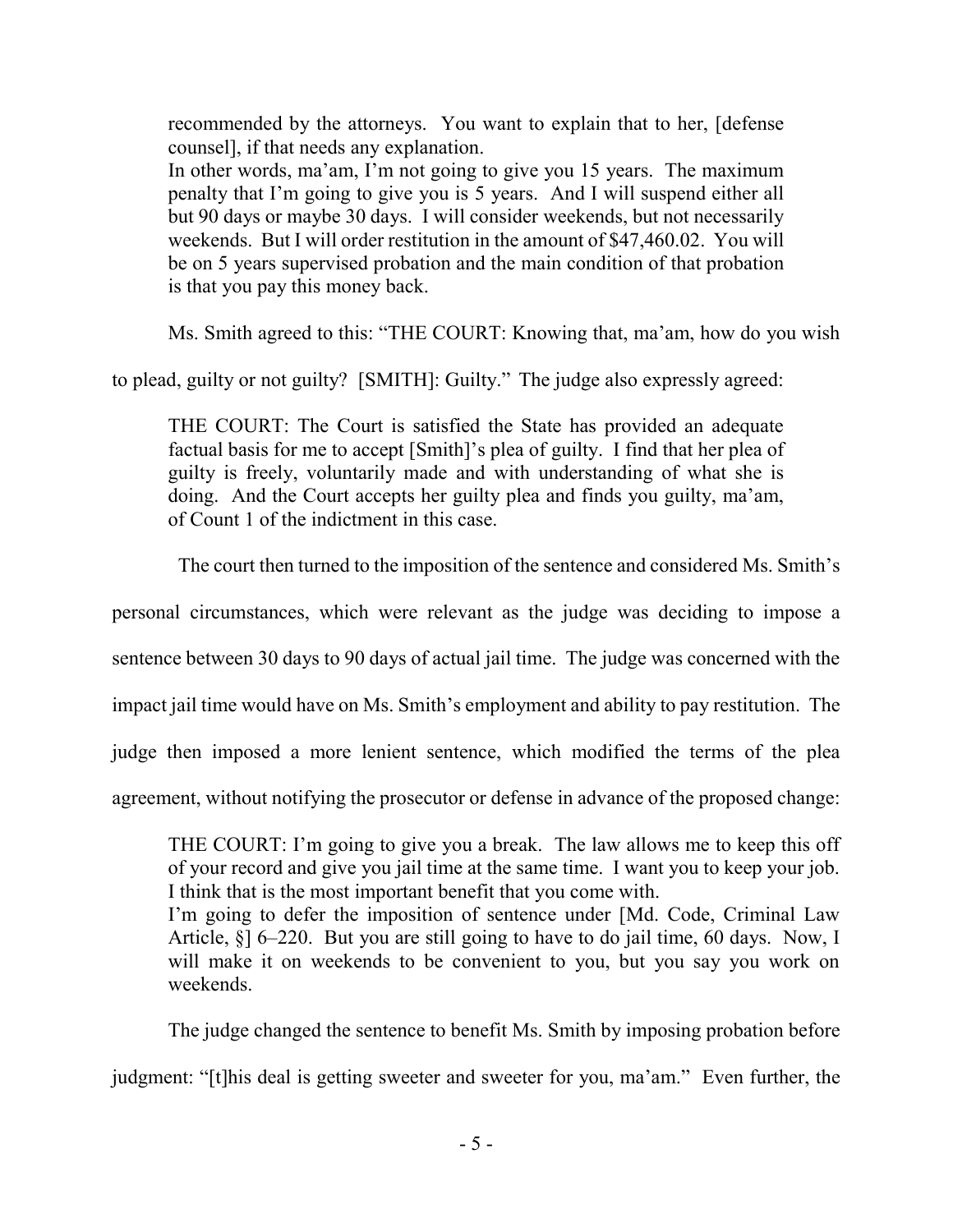> recommended by the attorneys. You want to explain that to her, [defense counsel], if that needs any explanation.
>
> In other words, ma'am, I'm not going to give you 15 years. The maximum penalty that I'm going to give you is 5 years. And I will suspend either all but 90 days or maybe 30 days. I will consider weekends, but not necessarily weekends. But I will order restitution in the amount of $47,460.02. You will be on 5 years supervised probation and the main condition of that probation is that you pay this money back.

Ms. Smith agreed to this: "THE COURT: Knowing that, ma'am, how do you wish to plead, guilty or not guilty? [SMITH]: Guilty." The judge also expressly agreed:

> THE COURT: The Court is satisfied the State has provided an adequate factual basis for me to accept [Smith]'s plea of guilty. I find that her plea of guilty is freely, voluntarily made and with understanding of what she is doing. And the Court accepts her guilty plea and finds you guilty, ma'am, of Count 1 of the indictment in this case.

The court then turned to the imposition of the sentence and considered Ms. Smith's personal circumstances, which were relevant as the judge was deciding to impose a sentence between 30 days to 90 days of actual jail time. The judge was concerned with the impact jail time would have on Ms. Smith's employment and ability to pay restitution. The judge then imposed a more lenient sentence, which modified the terms of the plea agreement, without notifying the prosecutor or defense in advance of the proposed change:

> THE COURT: I'm going to give you a break. The law allows me to keep this off of your record and give you jail time at the same time. I want you to keep your job. I think that is the most important benefit that you come with.
>
> I'm going to defer the imposition of sentence under [Md. Code, Criminal Law Article, §] 6–220. But you are still going to have to do jail time, 60 days. Now, I will make it on weekends to be convenient to you, but you say you work on weekends.

The judge changed the sentence to benefit Ms. Smith by imposing probation before judgment: "[t]his deal is getting sweeter and sweeter for you, ma'am." Even further, the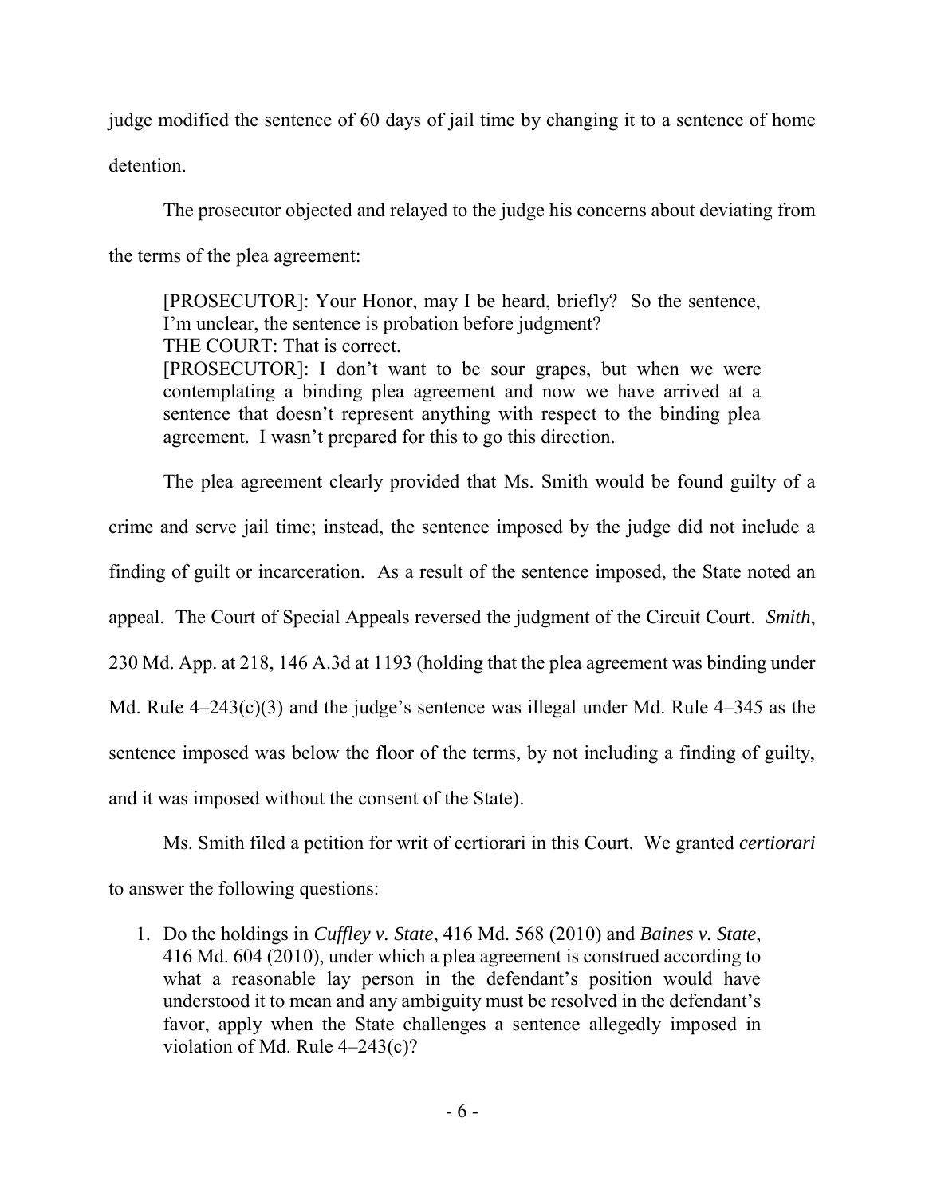judge modified the sentence of 60 days of jail time by changing it to a sentence of home detention.

The prosecutor objected and relayed to the judge his concerns about deviating from the terms of the plea agreement:

> [PROSECUTOR]: Your Honor, may I be heard, briefly? So the sentence, I'm unclear, the sentence is probation before judgment?
> THE COURT: That is correct.
> [PROSECUTOR]: I don't want to be sour grapes, but when we were contemplating a binding plea agreement and now we have arrived at a sentence that doesn't represent anything with respect to the binding plea agreement. I wasn't prepared for this to go this direction.

The plea agreement clearly provided that Ms. Smith would be found guilty of a crime and serve jail time; instead, the sentence imposed by the judge did not include a finding of guilt or incarceration. As a result of the sentence imposed, the State noted an appeal. The Court of Special Appeals reversed the judgment of the Circuit Court. *Smith*, 230 Md. App. at 218, 146 A.3d at 1193 (holding that the plea agreement was binding under Md. Rule 4–243(c)(3) and the judge's sentence was illegal under Md. Rule 4–345 as the sentence imposed was below the floor of the terms, by not including a finding of guilty, and it was imposed without the consent of the State).

Ms. Smith filed a petition for writ of certiorari in this Court. We granted *certiorari* to answer the following questions:

1. Do the holdings in *Cuffley v. State*, 416 Md. 568 (2010) and *Baines v. State*, 416 Md. 604 (2010), under which a plea agreement is construed according to what a reasonable lay person in the defendant's position would have understood it to mean and any ambiguity must be resolved in the defendant's favor, apply when the State challenges a sentence allegedly imposed in violation of Md. Rule 4–243(c)?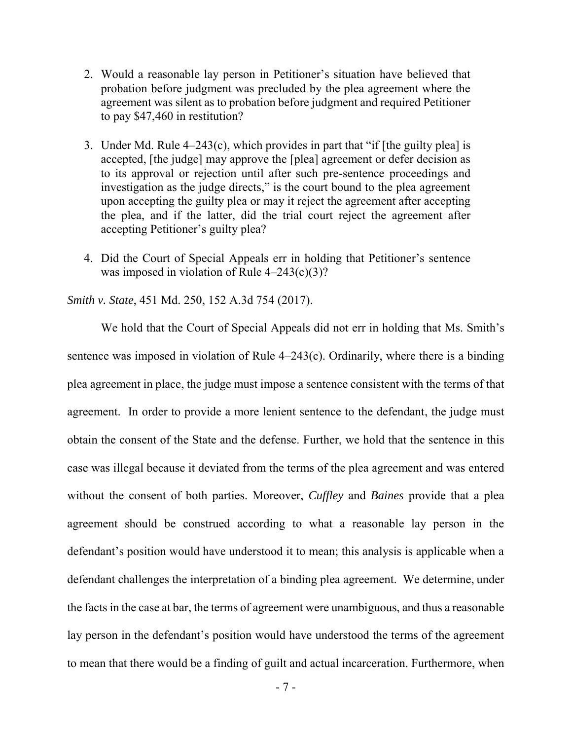2. Would a reasonable lay person in Petitioner's situation have believed that probation before judgment was precluded by the plea agreement where the agreement was silent as to probation before judgment and required Petitioner to pay $47,460 in restitution?

3. Under Md. Rule 4–243(c), which provides in part that "if [the guilty plea] is accepted, [the judge] may approve the [plea] agreement or defer decision as to its approval or rejection until after such pre-sentence proceedings and investigation as the judge directs," is the court bound to the plea agreement upon accepting the guilty plea or may it reject the agreement after accepting the plea, and if the latter, did the trial court reject the agreement after accepting Petitioner's guilty plea?

4. Did the Court of Special Appeals err in holding that Petitioner's sentence was imposed in violation of Rule 4–243(c)(3)?

*Smith v. State*, 451 Md. 250, 152 A.3d 754 (2017).

We hold that the Court of Special Appeals did not err in holding that Ms. Smith's sentence was imposed in violation of Rule 4–243(c). Ordinarily, where there is a binding plea agreement in place, the judge must impose a sentence consistent with the terms of that agreement. In order to provide a more lenient sentence to the defendant, the judge must obtain the consent of the State and the defense. Further, we hold that the sentence in this case was illegal because it deviated from the terms of the plea agreement and was entered without the consent of both parties. Moreover, *Cuffley* and *Baines* provide that a plea agreement should be construed according to what a reasonable lay person in the defendant's position would have understood it to mean; this analysis is applicable when a defendant challenges the interpretation of a binding plea agreement. We determine, under the facts in the case at bar, the terms of agreement were unambiguous, and thus a reasonable lay person in the defendant's position would have understood the terms of the agreement to mean that there would be a finding of guilt and actual incarceration. Furthermore, when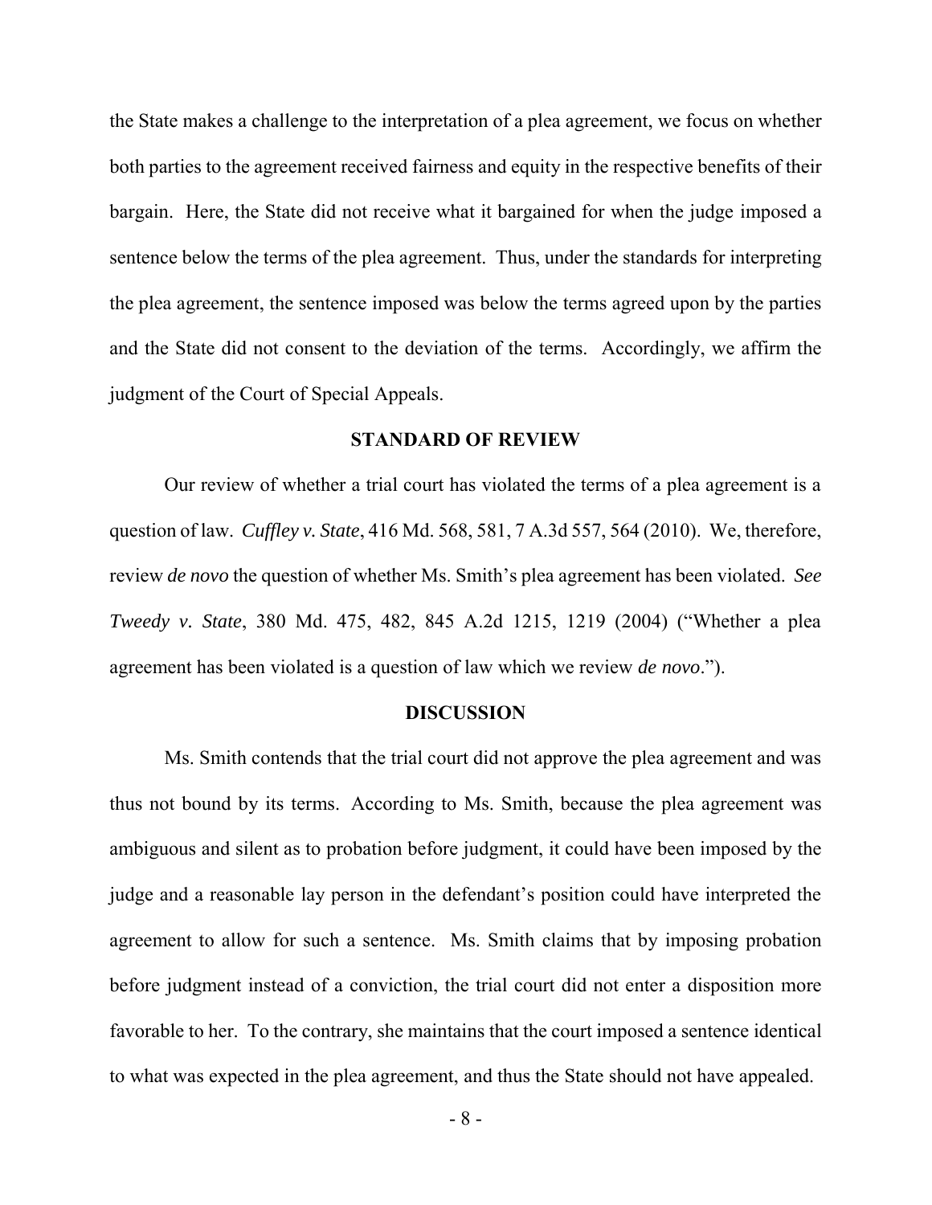the State makes a challenge to the interpretation of a plea agreement, we focus on whether both parties to the agreement received fairness and equity in the respective benefits of their bargain. Here, the State did not receive what it bargained for when the judge imposed a sentence below the terms of the plea agreement. Thus, under the standards for interpreting the plea agreement, the sentence imposed was below the terms agreed upon by the parties and the State did not consent to the deviation of the terms. Accordingly, we affirm the judgment of the Court of Special Appeals.

## STANDARD OF REVIEW

Our review of whether a trial court has violated the terms of a plea agreement is a question of law. *Cuffley v. State*, 416 Md. 568, 581, 7 A.3d 557, 564 (2010). We, therefore, review *de novo* the question of whether Ms. Smith's plea agreement has been violated. *See Tweedy v. State*, 380 Md. 475, 482, 845 A.2d 1215, 1219 (2004) ("Whether a plea agreement has been violated is a question of law which we review *de novo*.").

## DISCUSSION

Ms. Smith contends that the trial court did not approve the plea agreement and was thus not bound by its terms. According to Ms. Smith, because the plea agreement was ambiguous and silent as to probation before judgment, it could have been imposed by the judge and a reasonable lay person in the defendant's position could have interpreted the agreement to allow for such a sentence. Ms. Smith claims that by imposing probation before judgment instead of a conviction, the trial court did not enter a disposition more favorable to her. To the contrary, she maintains that the court imposed a sentence identical to what was expected in the plea agreement, and thus the State should not have appealed.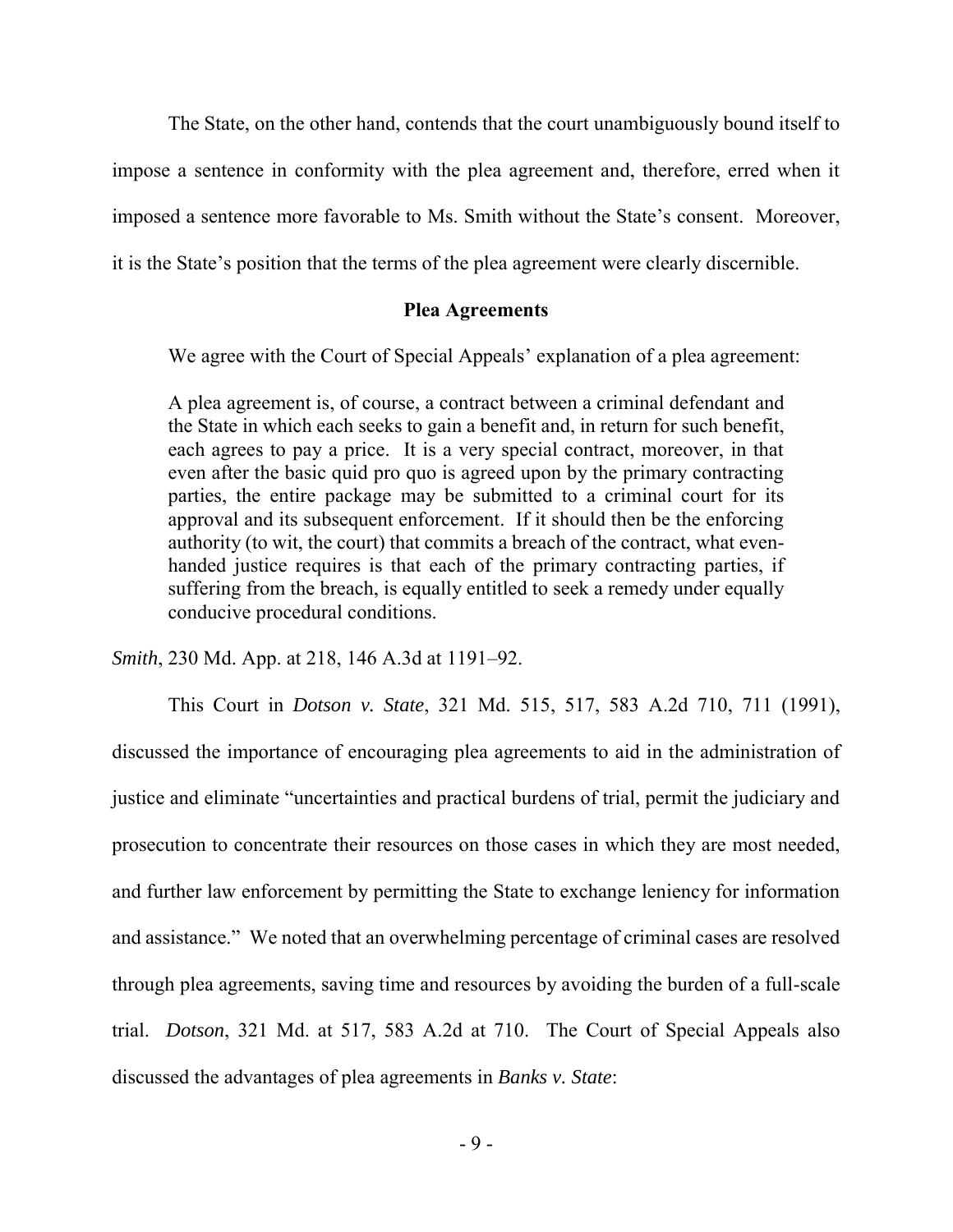The State, on the other hand, contends that the court unambiguously bound itself to impose a sentence in conformity with the plea agreement and, therefore, erred when it imposed a sentence more favorable to Ms. Smith without the State's consent. Moreover, it is the State's position that the terms of the plea agreement were clearly discernible.

**Plea Agreements**

We agree with the Court of Special Appeals' explanation of a plea agreement:

> A plea agreement is, of course, a contract between a criminal defendant and the State in which each seeks to gain a benefit and, in return for such benefit, each agrees to pay a price. It is a very special contract, moreover, in that even after the basic quid pro quo is agreed upon by the primary contracting parties, the entire package may be submitted to a criminal court for its approval and its subsequent enforcement. If it should then be the enforcing authority (to wit, the court) that commits a breach of the contract, what even-handed justice requires is that each of the primary contracting parties, if suffering from the breach, is equally entitled to seek a remedy under equally conducive procedural conditions.

*Smith*, 230 Md. App. at 218, 146 A.3d at 1191–92.

This Court in *Dotson v. State*, 321 Md. 515, 517, 583 A.2d 710, 711 (1991), discussed the importance of encouraging plea agreements to aid in the administration of justice and eliminate "uncertainties and practical burdens of trial, permit the judiciary and prosecution to concentrate their resources on those cases in which they are most needed, and further law enforcement by permitting the State to exchange leniency for information and assistance." We noted that an overwhelming percentage of criminal cases are resolved through plea agreements, saving time and resources by avoiding the burden of a full-scale trial. *Dotson*, 321 Md. at 517, 583 A.2d at 710. The Court of Special Appeals also discussed the advantages of plea agreements in *Banks v. State*: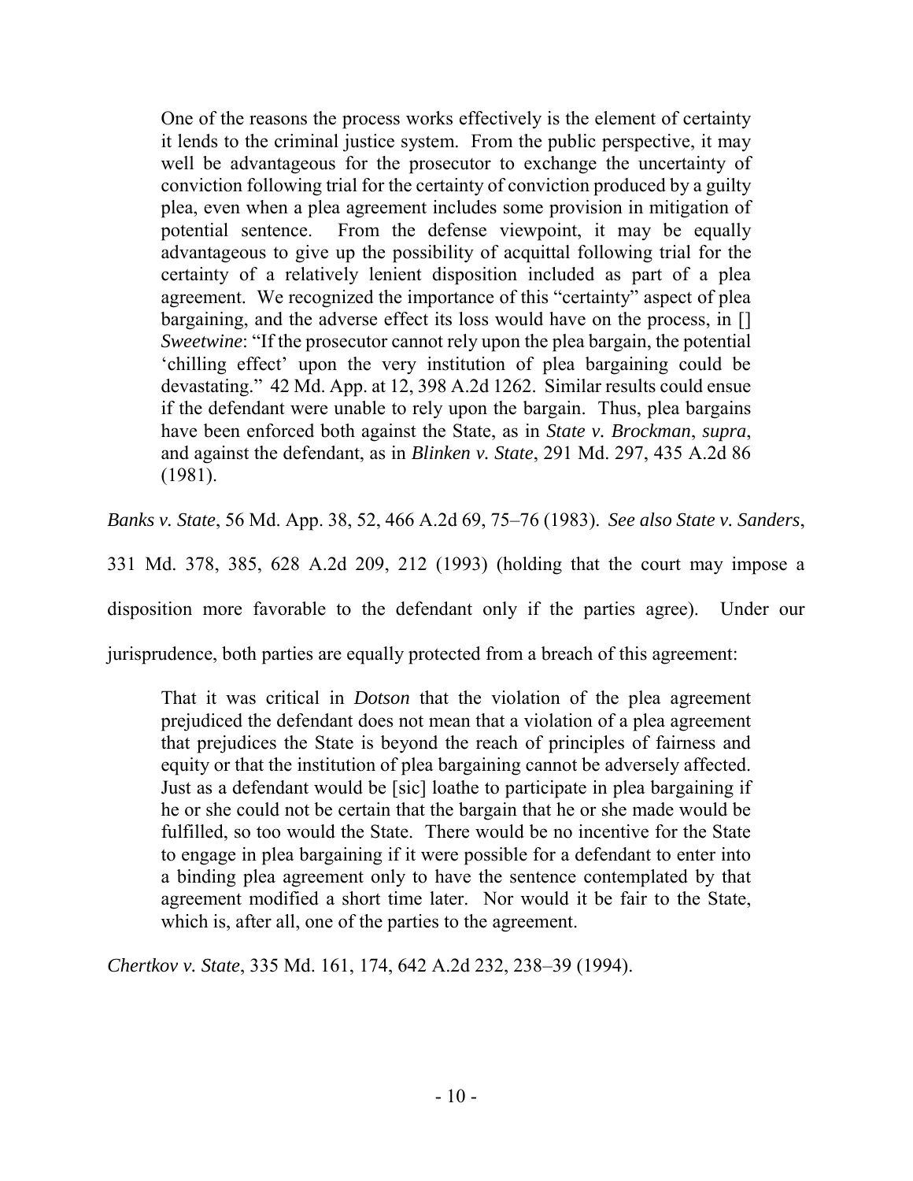> One of the reasons the process works effectively is the element of certainty it lends to the criminal justice system. From the public perspective, it may well be advantageous for the prosecutor to exchange the uncertainty of conviction following trial for the certainty of conviction produced by a guilty plea, even when a plea agreement includes some provision in mitigation of potential sentence. From the defense viewpoint, it may be equally advantageous to give up the possibility of acquittal following trial for the certainty of a relatively lenient disposition included as part of a plea agreement. We recognized the importance of this "certainty" aspect of plea bargaining, and the adverse effect its loss would have on the process, in [] *Sweetwine*: "If the prosecutor cannot rely upon the plea bargain, the potential 'chilling effect' upon the very institution of plea bargaining could be devastating." 42 Md. App. at 12, 398 A.2d 1262. Similar results could ensue if the defendant were unable to rely upon the bargain. Thus, plea bargains have been enforced both against the State, as in *State v. Brockman*, *supra*, and against the defendant, as in *Blinken v. State*, 291 Md. 297, 435 A.2d 86 (1981).

*Banks v. State*, 56 Md. App. 38, 52, 466 A.2d 69, 75–76 (1983). *See also State v. Sanders*, 331 Md. 378, 385, 628 A.2d 209, 212 (1993) (holding that the court may impose a disposition more favorable to the defendant only if the parties agree). Under our jurisprudence, both parties are equally protected from a breach of this agreement:

> That it was critical in *Dotson* that the violation of the plea agreement prejudiced the defendant does not mean that a violation of a plea agreement that prejudices the State is beyond the reach of principles of fairness and equity or that the institution of plea bargaining cannot be adversely affected. Just as a defendant would be [sic] loathe to participate in plea bargaining if he or she could not be certain that the bargain that he or she made would be fulfilled, so too would the State. There would be no incentive for the State to engage in plea bargaining if it were possible for a defendant to enter into a binding plea agreement only to have the sentence contemplated by that agreement modified a short time later. Nor would it be fair to the State, which is, after all, one of the parties to the agreement.

*Chertkov v. State*, 335 Md. 161, 174, 642 A.2d 232, 238–39 (1994).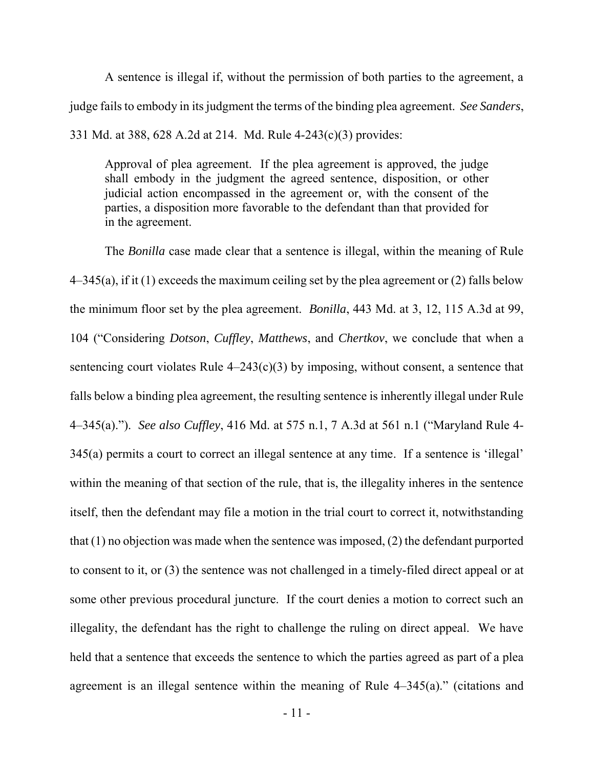A sentence is illegal if, without the permission of both parties to the agreement, a judge fails to embody in its judgment the terms of the binding plea agreement. *See Sanders*, 331 Md. at 388, 628 A.2d at 214. Md. Rule 4-243(c)(3) provides:

> Approval of plea agreement. If the plea agreement is approved, the judge shall embody in the judgment the agreed sentence, disposition, or other judicial action encompassed in the agreement or, with the consent of the parties, a disposition more favorable to the defendant than that provided for in the agreement.

The *Bonilla* case made clear that a sentence is illegal, within the meaning of Rule 4–345(a), if it (1) exceeds the maximum ceiling set by the plea agreement or (2) falls below the minimum floor set by the plea agreement. *Bonilla*, 443 Md. at 3, 12, 115 A.3d at 99, 104 ("Considering *Dotson*, *Cuffley*, *Matthews*, and *Chertkov*, we conclude that when a sentencing court violates Rule 4–243(c)(3) by imposing, without consent, a sentence that falls below a binding plea agreement, the resulting sentence is inherently illegal under Rule 4–345(a)."). *See also Cuffley*, 416 Md. at 575 n.1, 7 A.3d at 561 n.1 ("Maryland Rule 4-345(a) permits a court to correct an illegal sentence at any time. If a sentence is 'illegal' within the meaning of that section of the rule, that is, the illegality inheres in the sentence itself, then the defendant may file a motion in the trial court to correct it, notwithstanding that (1) no objection was made when the sentence was imposed, (2) the defendant purported to consent to it, or (3) the sentence was not challenged in a timely-filed direct appeal or at some other previous procedural juncture. If the court denies a motion to correct such an illegality, the defendant has the right to challenge the ruling on direct appeal. We have held that a sentence that exceeds the sentence to which the parties agreed as part of a plea agreement is an illegal sentence within the meaning of Rule 4–345(a)." (citations and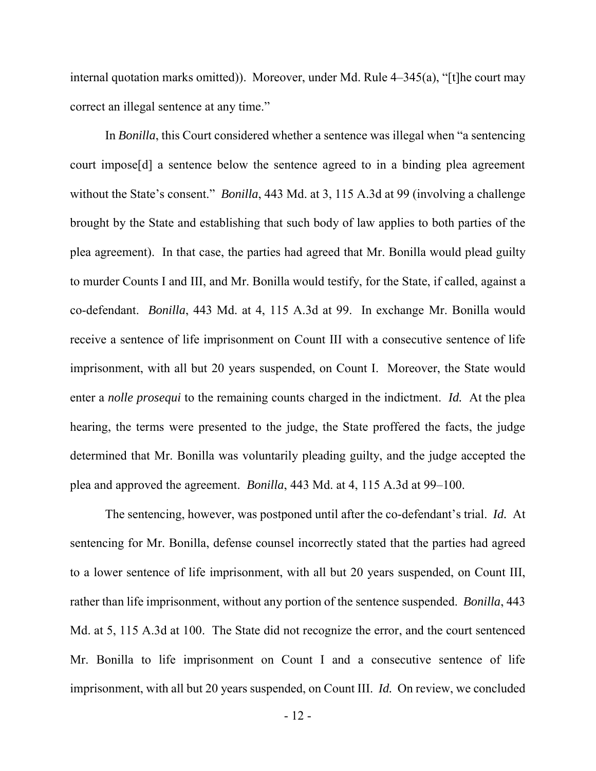internal quotation marks omitted)). Moreover, under Md. Rule 4–345(a), "[t]he court may correct an illegal sentence at any time."

In *Bonilla*, this Court considered whether a sentence was illegal when "a sentencing court impose[d] a sentence below the sentence agreed to in a binding plea agreement without the State's consent." *Bonilla*, 443 Md. at 3, 115 A.3d at 99 (involving a challenge brought by the State and establishing that such body of law applies to both parties of the plea agreement). In that case, the parties had agreed that Mr. Bonilla would plead guilty to murder Counts I and III, and Mr. Bonilla would testify, for the State, if called, against a co-defendant. *Bonilla*, 443 Md. at 4, 115 A.3d at 99. In exchange Mr. Bonilla would receive a sentence of life imprisonment on Count III with a consecutive sentence of life imprisonment, with all but 20 years suspended, on Count I. Moreover, the State would enter a *nolle prosequi* to the remaining counts charged in the indictment. *Id.* At the plea hearing, the terms were presented to the judge, the State proffered the facts, the judge determined that Mr. Bonilla was voluntarily pleading guilty, and the judge accepted the plea and approved the agreement. *Bonilla*, 443 Md. at 4, 115 A.3d at 99–100.

The sentencing, however, was postponed until after the co-defendant's trial. *Id.* At sentencing for Mr. Bonilla, defense counsel incorrectly stated that the parties had agreed to a lower sentence of life imprisonment, with all but 20 years suspended, on Count III, rather than life imprisonment, without any portion of the sentence suspended. *Bonilla*, 443 Md. at 5, 115 A.3d at 100. The State did not recognize the error, and the court sentenced Mr. Bonilla to life imprisonment on Count I and a consecutive sentence of life imprisonment, with all but 20 years suspended, on Count III. *Id.* On review, we concluded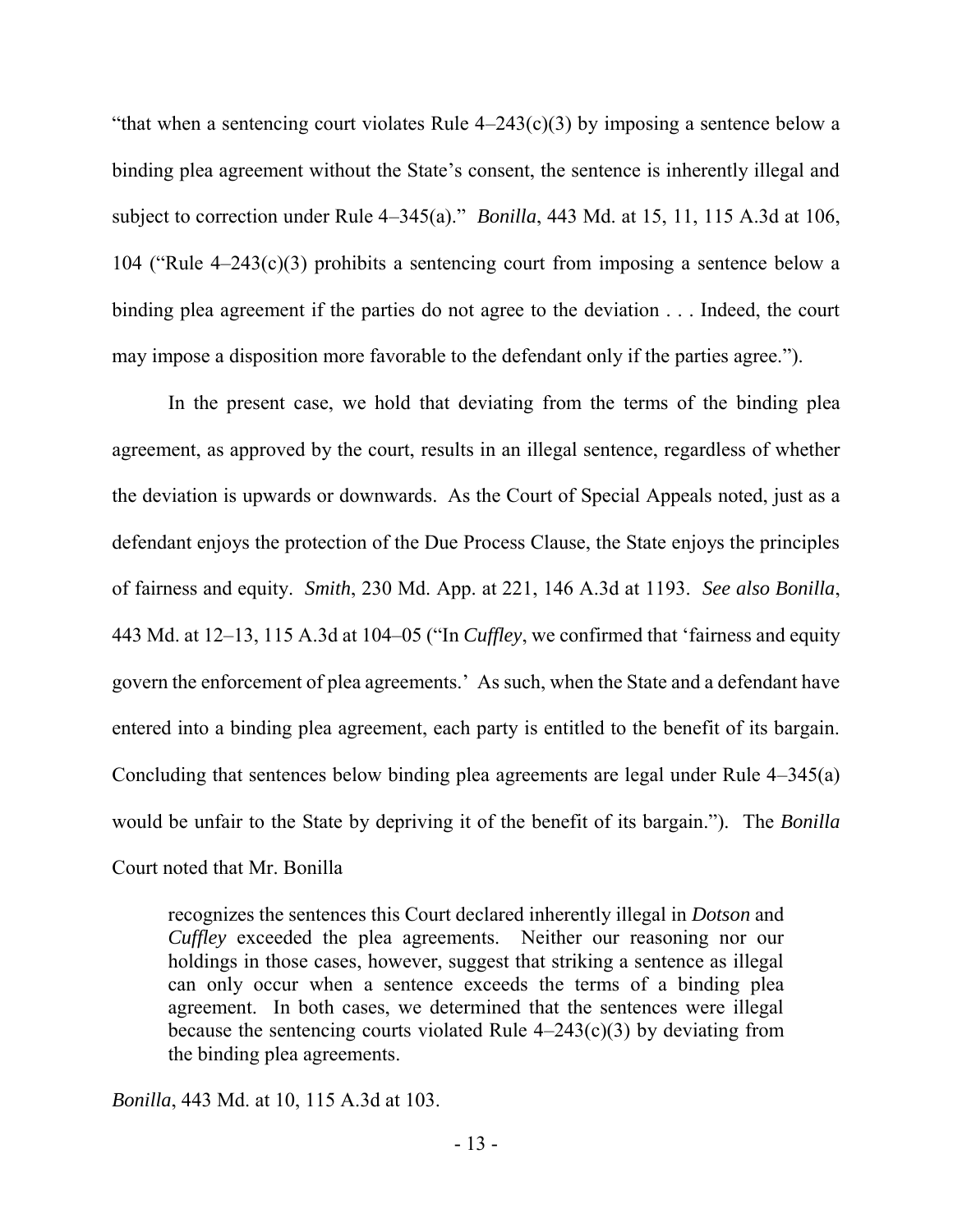"that when a sentencing court violates Rule 4–243(c)(3) by imposing a sentence below a binding plea agreement without the State's consent, the sentence is inherently illegal and subject to correction under Rule 4–345(a)." *Bonilla*, 443 Md. at 15, 11, 115 A.3d at 106, 104 ("Rule 4–243(c)(3) prohibits a sentencing court from imposing a sentence below a binding plea agreement if the parties do not agree to the deviation . . . Indeed, the court may impose a disposition more favorable to the defendant only if the parties agree.").

In the present case, we hold that deviating from the terms of the binding plea agreement, as approved by the court, results in an illegal sentence, regardless of whether the deviation is upwards or downwards. As the Court of Special Appeals noted, just as a defendant enjoys the protection of the Due Process Clause, the State enjoys the principles of fairness and equity. *Smith*, 230 Md. App. at 221, 146 A.3d at 1193. *See also Bonilla*, 443 Md. at 12–13, 115 A.3d at 104–05 ("In *Cuffley*, we confirmed that 'fairness and equity govern the enforcement of plea agreements.' As such, when the State and a defendant have entered into a binding plea agreement, each party is entitled to the benefit of its bargain. Concluding that sentences below binding plea agreements are legal under Rule 4–345(a) would be unfair to the State by depriving it of the benefit of its bargain."). The *Bonilla* Court noted that Mr. Bonilla

> recognizes the sentences this Court declared inherently illegal in *Dotson* and *Cuffley* exceeded the plea agreements. Neither our reasoning nor our holdings in those cases, however, suggest that striking a sentence as illegal can only occur when a sentence exceeds the terms of a binding plea agreement. In both cases, we determined that the sentences were illegal because the sentencing courts violated Rule 4–243(c)(3) by deviating from the binding plea agreements.

*Bonilla*, 443 Md. at 10, 115 A.3d at 103.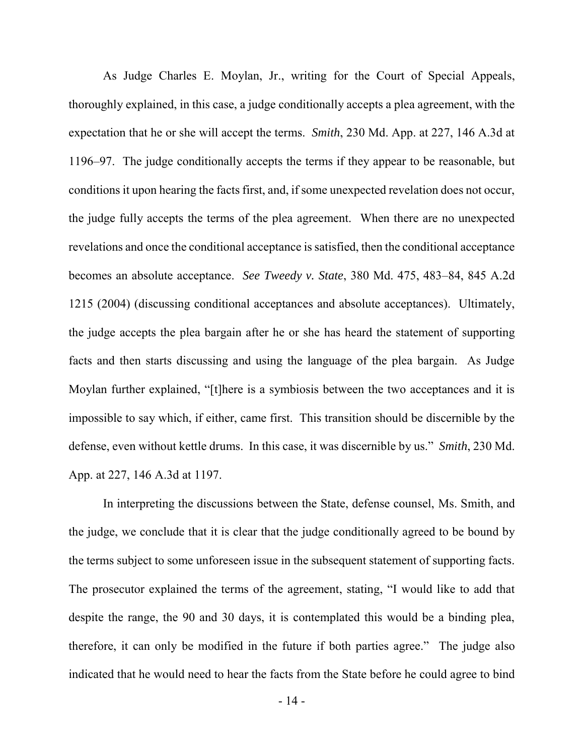As Judge Charles E. Moylan, Jr., writing for the Court of Special Appeals, thoroughly explained, in this case, a judge conditionally accepts a plea agreement, with the expectation that he or she will accept the terms. *Smith*, 230 Md. App. at 227, 146 A.3d at 1196–97. The judge conditionally accepts the terms if they appear to be reasonable, but conditions it upon hearing the facts first, and, if some unexpected revelation does not occur, the judge fully accepts the terms of the plea agreement. When there are no unexpected revelations and once the conditional acceptance is satisfied, then the conditional acceptance becomes an absolute acceptance. *See Tweedy v. State*, 380 Md. 475, 483–84, 845 A.2d 1215 (2004) (discussing conditional acceptances and absolute acceptances). Ultimately, the judge accepts the plea bargain after he or she has heard the statement of supporting facts and then starts discussing and using the language of the plea bargain. As Judge Moylan further explained, "[t]here is a symbiosis between the two acceptances and it is impossible to say which, if either, came first. This transition should be discernible by the defense, even without kettle drums. In this case, it was discernible by us." *Smith*, 230 Md. App. at 227, 146 A.3d at 1197.

In interpreting the discussions between the State, defense counsel, Ms. Smith, and the judge, we conclude that it is clear that the judge conditionally agreed to be bound by the terms subject to some unforeseen issue in the subsequent statement of supporting facts. The prosecutor explained the terms of the agreement, stating, "I would like to add that despite the range, the 90 and 30 days, it is contemplated this would be a binding plea, therefore, it can only be modified in the future if both parties agree." The judge also indicated that he would need to hear the facts from the State before he could agree to bind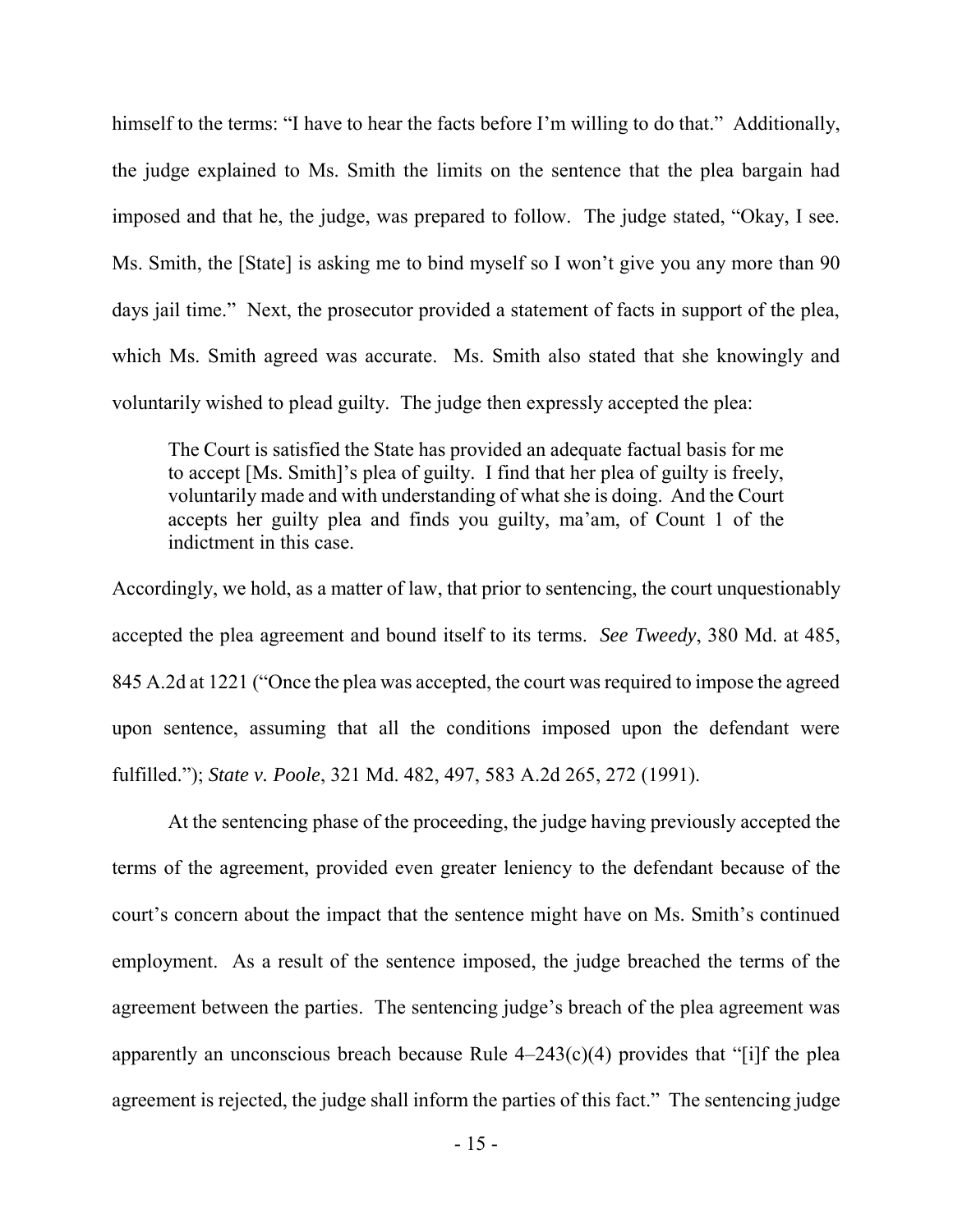himself to the terms: "I have to hear the facts before I'm willing to do that." Additionally, the judge explained to Ms. Smith the limits on the sentence that the plea bargain had imposed and that he, the judge, was prepared to follow. The judge stated, "Okay, I see. Ms. Smith, the [State] is asking me to bind myself so I won't give you any more than 90 days jail time." Next, the prosecutor provided a statement of facts in support of the plea, which Ms. Smith agreed was accurate. Ms. Smith also stated that she knowingly and voluntarily wished to plead guilty. The judge then expressly accepted the plea:

> The Court is satisfied the State has provided an adequate factual basis for me to accept [Ms. Smith]'s plea of guilty. I find that her plea of guilty is freely, voluntarily made and with understanding of what she is doing. And the Court accepts her guilty plea and finds you guilty, ma'am, of Count 1 of the indictment in this case.

Accordingly, we hold, as a matter of law, that prior to sentencing, the court unquestionably accepted the plea agreement and bound itself to its terms. *See Tweedy*, 380 Md. at 485, 845 A.2d at 1221 ("Once the plea was accepted, the court was required to impose the agreed upon sentence, assuming that all the conditions imposed upon the defendant were fulfilled."); *State v. Poole*, 321 Md. 482, 497, 583 A.2d 265, 272 (1991).

At the sentencing phase of the proceeding, the judge having previously accepted the terms of the agreement, provided even greater leniency to the defendant because of the court's concern about the impact that the sentence might have on Ms. Smith's continued employment. As a result of the sentence imposed, the judge breached the terms of the agreement between the parties. The sentencing judge's breach of the plea agreement was apparently an unconscious breach because Rule 4–243(c)(4) provides that "[i]f the plea agreement is rejected, the judge shall inform the parties of this fact." The sentencing judge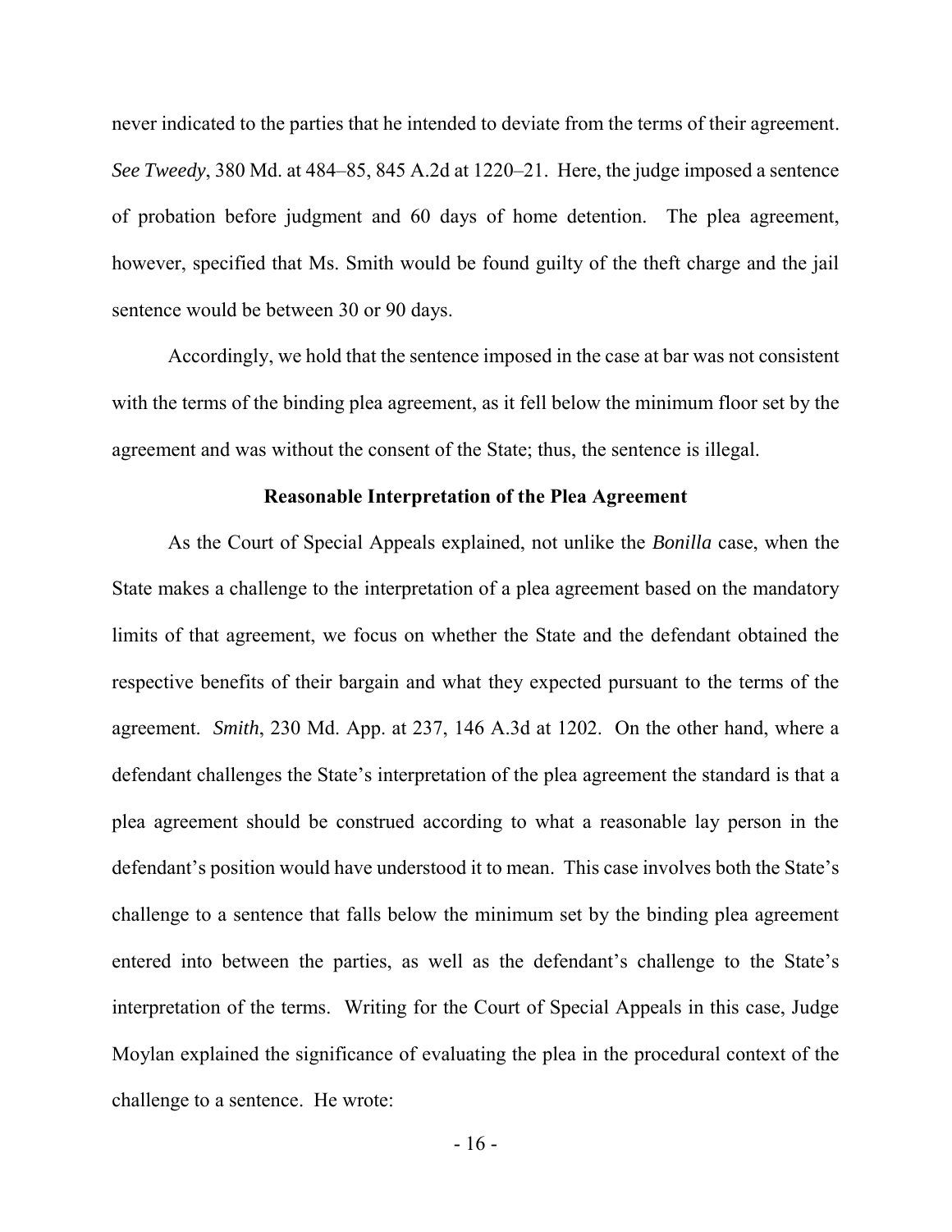never indicated to the parties that he intended to deviate from the terms of their agreement. *See Tweedy*, 380 Md. at 484–85, 845 A.2d at 1220–21. Here, the judge imposed a sentence of probation before judgment and 60 days of home detention. The plea agreement, however, specified that Ms. Smith would be found guilty of the theft charge and the jail sentence would be between 30 or 90 days.

Accordingly, we hold that the sentence imposed in the case at bar was not consistent with the terms of the binding plea agreement, as it fell below the minimum floor set by the agreement and was without the consent of the State; thus, the sentence is illegal.

**Reasonable Interpretation of the Plea Agreement**

As the Court of Special Appeals explained, not unlike the *Bonilla* case, when the State makes a challenge to the interpretation of a plea agreement based on the mandatory limits of that agreement, we focus on whether the State and the defendant obtained the respective benefits of their bargain and what they expected pursuant to the terms of the agreement. *Smith*, 230 Md. App. at 237, 146 A.3d at 1202. On the other hand, where a defendant challenges the State's interpretation of the plea agreement the standard is that a plea agreement should be construed according to what a reasonable lay person in the defendant's position would have understood it to mean. This case involves both the State's challenge to a sentence that falls below the minimum set by the binding plea agreement entered into between the parties, as well as the defendant's challenge to the State's interpretation of the terms. Writing for the Court of Special Appeals in this case, Judge Moylan explained the significance of evaluating the plea in the procedural context of the challenge to a sentence. He wrote: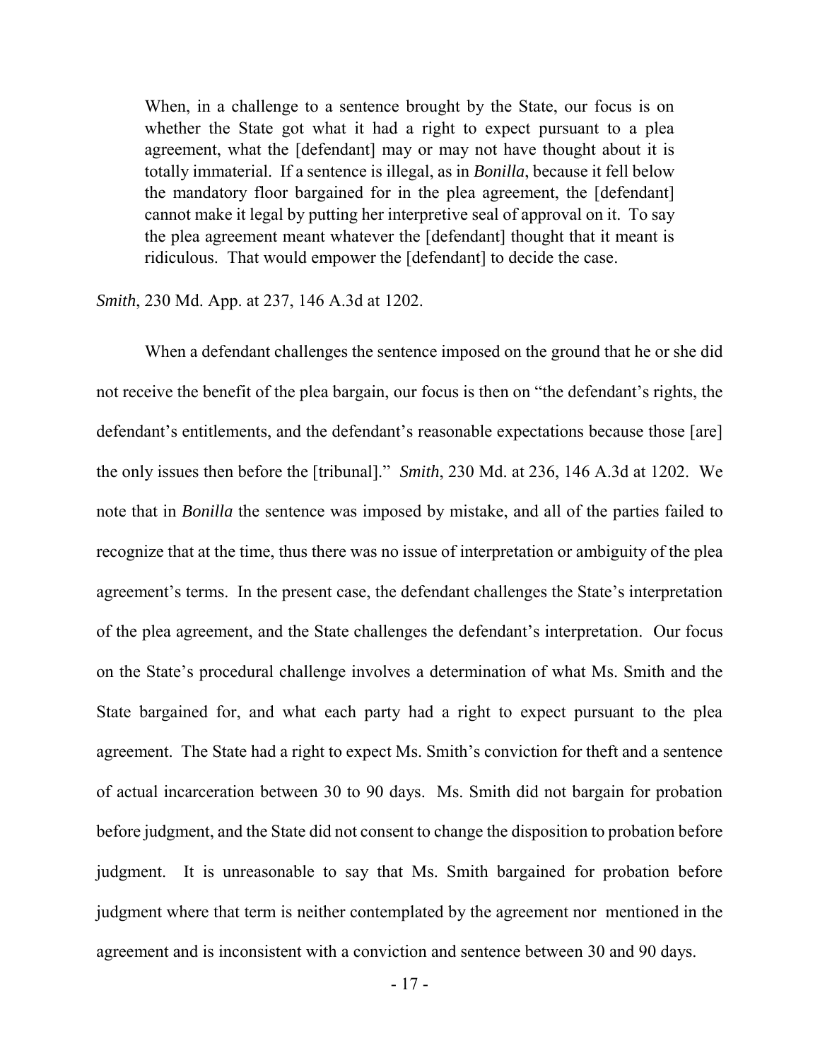> When, in a challenge to a sentence brought by the State, our focus is on whether the State got what it had a right to expect pursuant to a plea agreement, what the [defendant] may or may not have thought about it is totally immaterial. If a sentence is illegal, as in *Bonilla*, because it fell below the mandatory floor bargained for in the plea agreement, the [defendant] cannot make it legal by putting her interpretive seal of approval on it. To say the plea agreement meant whatever the [defendant] thought that it meant is ridiculous. That would empower the [defendant] to decide the case.

*Smith*, 230 Md. App. at 237, 146 A.3d at 1202.

When a defendant challenges the sentence imposed on the ground that he or she did not receive the benefit of the plea bargain, our focus is then on "the defendant's rights, the defendant's entitlements, and the defendant's reasonable expectations because those [are] the only issues then before the [tribunal]." *Smith*, 230 Md. at 236, 146 A.3d at 1202. We note that in *Bonilla* the sentence was imposed by mistake, and all of the parties failed to recognize that at the time, thus there was no issue of interpretation or ambiguity of the plea agreement's terms. In the present case, the defendant challenges the State's interpretation of the plea agreement, and the State challenges the defendant's interpretation. Our focus on the State's procedural challenge involves a determination of what Ms. Smith and the State bargained for, and what each party had a right to expect pursuant to the plea agreement. The State had a right to expect Ms. Smith's conviction for theft and a sentence of actual incarceration between 30 to 90 days. Ms. Smith did not bargain for probation before judgment, and the State did not consent to change the disposition to probation before judgment. It is unreasonable to say that Ms. Smith bargained for probation before judgment where that term is neither contemplated by the agreement nor mentioned in the agreement and is inconsistent with a conviction and sentence between 30 and 90 days.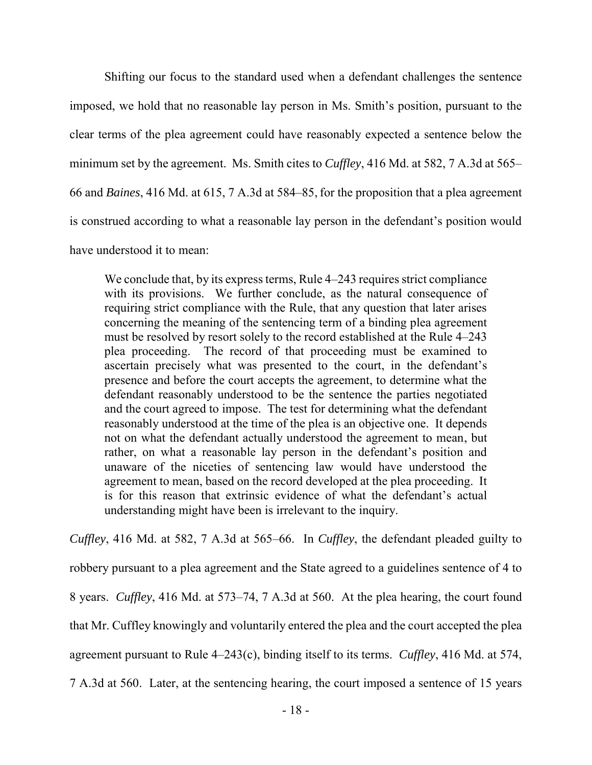Shifting our focus to the standard used when a defendant challenges the sentence imposed, we hold that no reasonable lay person in Ms. Smith's position, pursuant to the clear terms of the plea agreement could have reasonably expected a sentence below the minimum set by the agreement. Ms. Smith cites to *Cuffley*, 416 Md. at 582, 7 A.3d at 565–66 and *Baines*, 416 Md. at 615, 7 A.3d at 584–85, for the proposition that a plea agreement is construed according to what a reasonable lay person in the defendant's position would have understood it to mean:

> We conclude that, by its express terms, Rule 4–243 requires strict compliance with its provisions. We further conclude, as the natural consequence of requiring strict compliance with the Rule, that any question that later arises concerning the meaning of the sentencing term of a binding plea agreement must be resolved by resort solely to the record established at the Rule 4–243 plea proceeding. The record of that proceeding must be examined to ascertain precisely what was presented to the court, in the defendant's presence and before the court accepts the agreement, to determine what the defendant reasonably understood to be the sentence the parties negotiated and the court agreed to impose. The test for determining what the defendant reasonably understood at the time of the plea is an objective one. It depends not on what the defendant actually understood the agreement to mean, but rather, on what a reasonable lay person in the defendant's position and unaware of the niceties of sentencing law would have understood the agreement to mean, based on the record developed at the plea proceeding. It is for this reason that extrinsic evidence of what the defendant's actual understanding might have been is irrelevant to the inquiry.

*Cuffley*, 416 Md. at 582, 7 A.3d at 565–66. In *Cuffley*, the defendant pleaded guilty to robbery pursuant to a plea agreement and the State agreed to a guidelines sentence of 4 to 8 years. *Cuffley*, 416 Md. at 573–74, 7 A.3d at 560. At the plea hearing, the court found that Mr. Cuffley knowingly and voluntarily entered the plea and the court accepted the plea agreement pursuant to Rule 4–243(c), binding itself to its terms. *Cuffley*, 416 Md. at 574, 7 A.3d at 560. Later, at the sentencing hearing, the court imposed a sentence of 15 years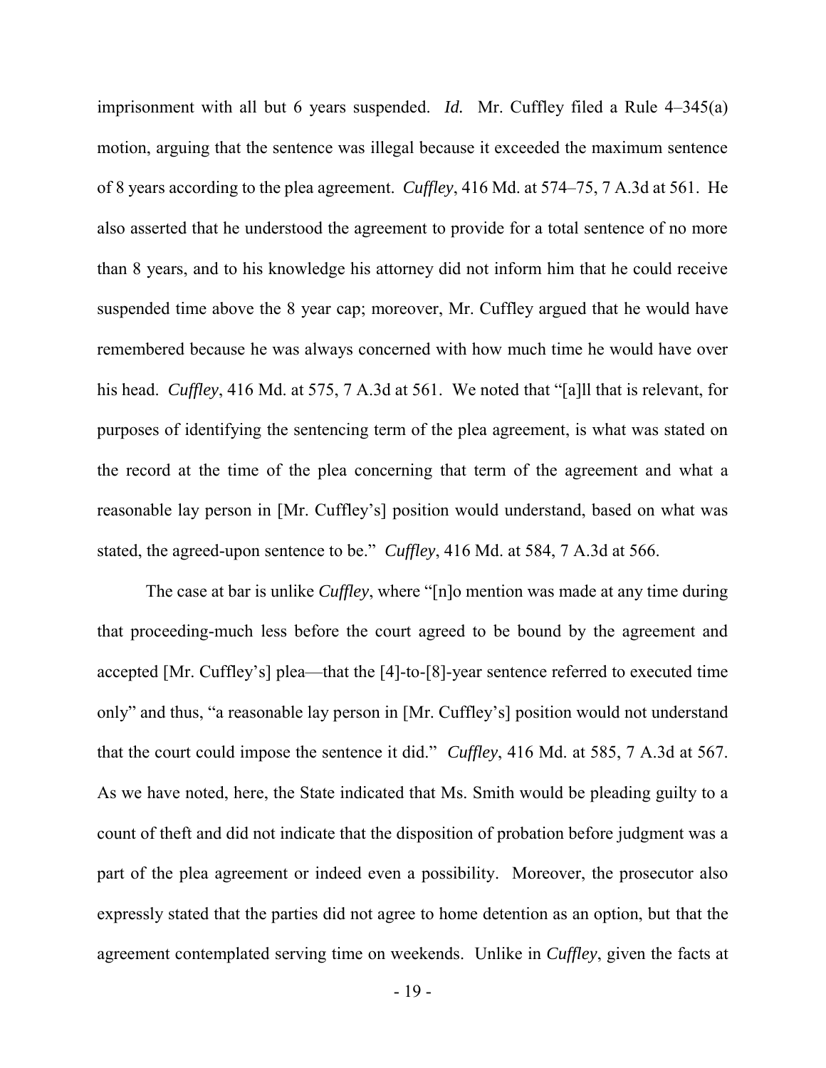imprisonment with all but 6 years suspended. *Id.* Mr. Cuffley filed a Rule 4–345(a) motion, arguing that the sentence was illegal because it exceeded the maximum sentence of 8 years according to the plea agreement. *Cuffley*, 416 Md. at 574–75, 7 A.3d at 561. He also asserted that he understood the agreement to provide for a total sentence of no more than 8 years, and to his knowledge his attorney did not inform him that he could receive suspended time above the 8 year cap; moreover, Mr. Cuffley argued that he would have remembered because he was always concerned with how much time he would have over his head. *Cuffley*, 416 Md. at 575, 7 A.3d at 561. We noted that "[a]ll that is relevant, for purposes of identifying the sentencing term of the plea agreement, is what was stated on the record at the time of the plea concerning that term of the agreement and what a reasonable lay person in [Mr. Cuffley's] position would understand, based on what was stated, the agreed-upon sentence to be." *Cuffley*, 416 Md. at 584, 7 A.3d at 566.

The case at bar is unlike *Cuffley*, where "[n]o mention was made at any time during that proceeding-much less before the court agreed to be bound by the agreement and accepted [Mr. Cuffley's] plea—that the [4]-to-[8]-year sentence referred to executed time only" and thus, "a reasonable lay person in [Mr. Cuffley's] position would not understand that the court could impose the sentence it did." *Cuffley*, 416 Md. at 585, 7 A.3d at 567. As we have noted, here, the State indicated that Ms. Smith would be pleading guilty to a count of theft and did not indicate that the disposition of probation before judgment was a part of the plea agreement or indeed even a possibility. Moreover, the prosecutor also expressly stated that the parties did not agree to home detention as an option, but that the agreement contemplated serving time on weekends. Unlike in *Cuffley*, given the facts at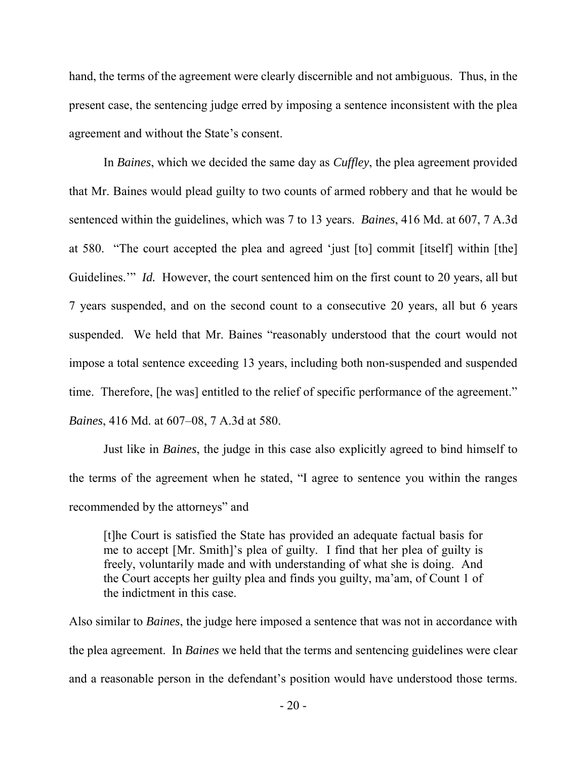hand, the terms of the agreement were clearly discernible and not ambiguous. Thus, in the present case, the sentencing judge erred by imposing a sentence inconsistent with the plea agreement and without the State's consent.

In *Baines*, which we decided the same day as *Cuffley*, the plea agreement provided that Mr. Baines would plead guilty to two counts of armed robbery and that he would be sentenced within the guidelines, which was 7 to 13 years. *Baines*, 416 Md. at 607, 7 A.3d at 580. "The court accepted the plea and agreed 'just [to] commit [itself] within [the] Guidelines.'" *Id.* However, the court sentenced him on the first count to 20 years, all but 7 years suspended, and on the second count to a consecutive 20 years, all but 6 years suspended. We held that Mr. Baines "reasonably understood that the court would not impose a total sentence exceeding 13 years, including both non-suspended and suspended time. Therefore, [he was] entitled to the relief of specific performance of the agreement." *Baines*, 416 Md. at 607–08, 7 A.3d at 580.

Just like in *Baines*, the judge in this case also explicitly agreed to bind himself to the terms of the agreement when he stated, "I agree to sentence you within the ranges recommended by the attorneys" and

> [t]he Court is satisfied the State has provided an adequate factual basis for me to accept [Mr. Smith]'s plea of guilty. I find that her plea of guilty is freely, voluntarily made and with understanding of what she is doing. And the Court accepts her guilty plea and finds you guilty, ma'am, of Count 1 of the indictment in this case.

Also similar to *Baines*, the judge here imposed a sentence that was not in accordance with the plea agreement. In *Baines* we held that the terms and sentencing guidelines were clear and a reasonable person in the defendant's position would have understood those terms.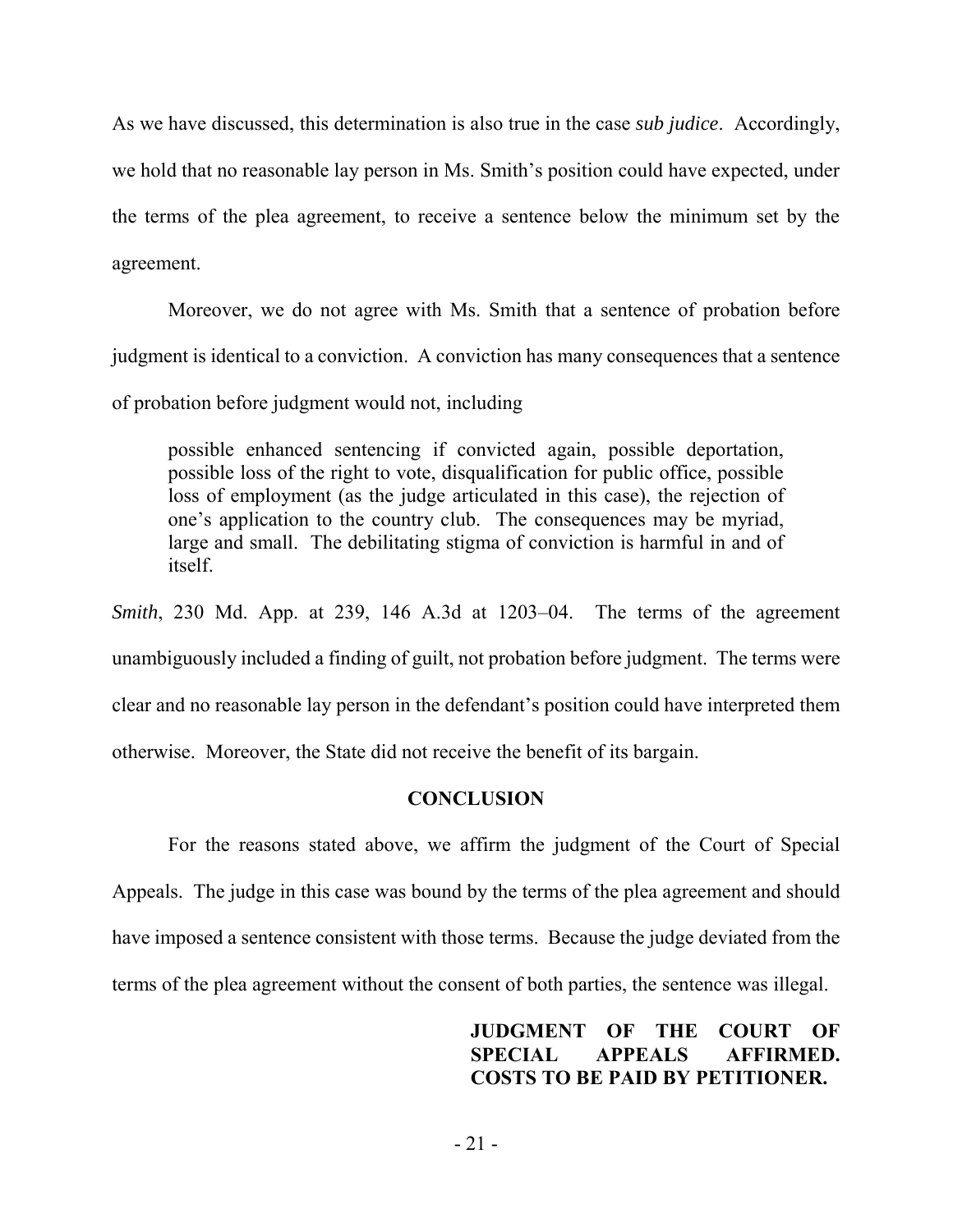As we have discussed, this determination is also true in the case *sub judice*. Accordingly, we hold that no reasonable lay person in Ms. Smith's position could have expected, under the terms of the plea agreement, to receive a sentence below the minimum set by the agreement.

Moreover, we do not agree with Ms. Smith that a sentence of probation before judgment is identical to a conviction. A conviction has many consequences that a sentence of probation before judgment would not, including

> possible enhanced sentencing if convicted again, possible deportation, possible loss of the right to vote, disqualification for public office, possible loss of employment (as the judge articulated in this case), the rejection of one's application to the country club. The consequences may be myriad, large and small. The debilitating stigma of conviction is harmful in and of itself.

*Smith*, 230 Md. App. at 239, 146 A.3d at 1203–04. The terms of the agreement unambiguously included a finding of guilt, not probation before judgment. The terms were clear and no reasonable lay person in the defendant's position could have interpreted them otherwise. Moreover, the State did not receive the benefit of its bargain.

## CONCLUSION

For the reasons stated above, we affirm the judgment of the Court of Special Appeals. The judge in this case was bound by the terms of the plea agreement and should have imposed a sentence consistent with those terms. Because the judge deviated from the terms of the plea agreement without the consent of both parties, the sentence was illegal.

**JUDGMENT OF THE COURT OF SPECIAL APPEALS AFFIRMED. COSTS TO BE PAID BY PETITIONER.**